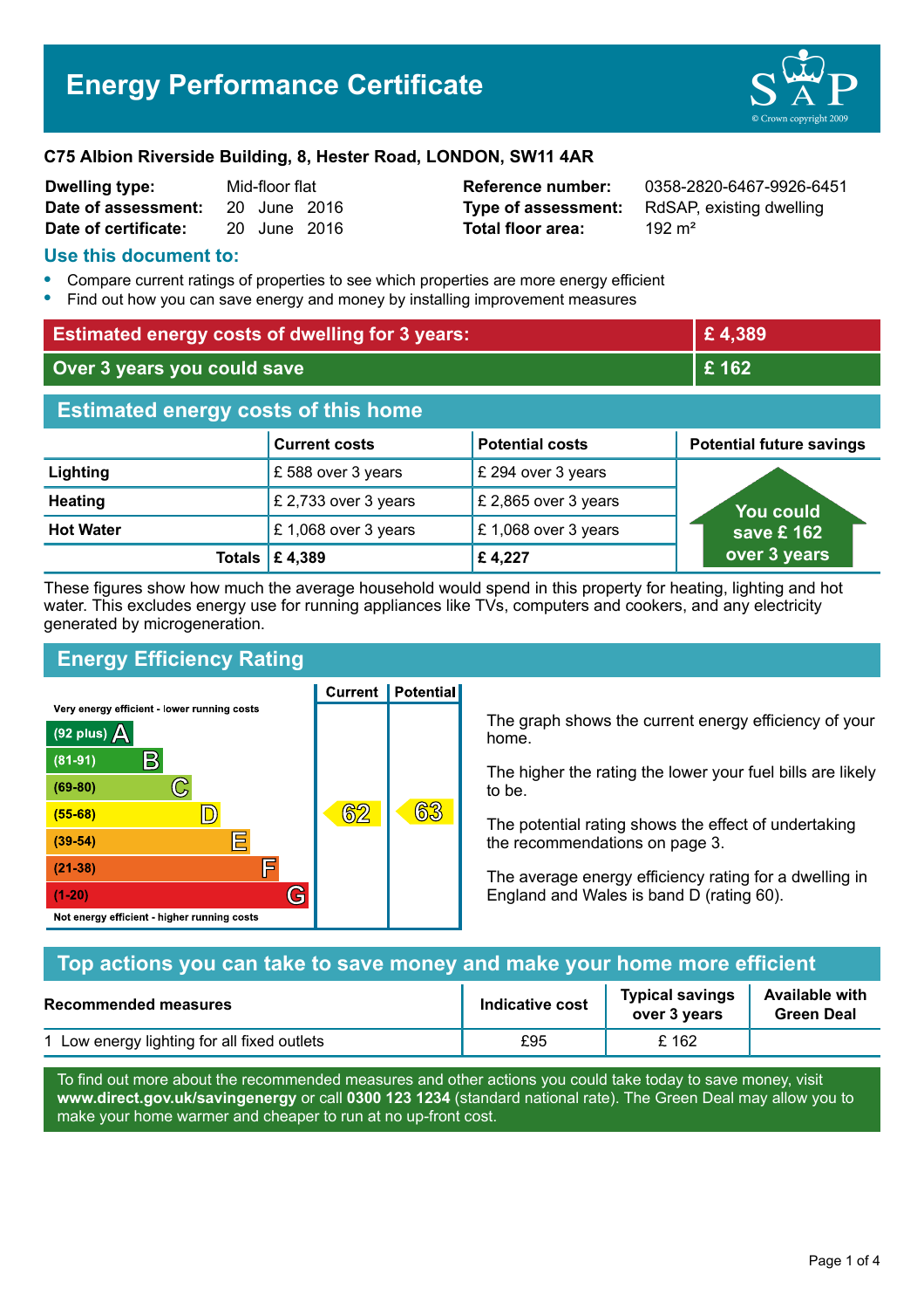# Energy Performance Certificate

**C75 Albion Riverside Building, 8, Hester Road, LONDON, SW11 4AR**

| | | | |
|---|---|---|---|
| **Dwelling type:** | Mid-floor flat | **Reference number:** | 0358-2820-6467-9926-6451 |
| **Date of assessment:** | 20 June 2016 | **Type of assessment:** | RdSAP, existing dwelling |
| **Date of certificate:** | 20 June 2016 | **Total floor area:** | 192 m² |

## Use this document to:

- Compare current ratings of properties to see which properties are more energy efficient
- Find out how you can save energy and money by installing improvement measures

| | |
|---|---|
| **Estimated energy costs of dwelling for 3 years:** | **£ 4,389** |
| **Over 3 years you could save** | **£ 162** |

## Estimated energy costs of this home

| | Current costs | Potential costs | Potential future savings |
|---|---|---|---|
| **Lighting** | £ 588 over 3 years | £ 294 over 3 years | You could save £ 162 over 3 years |
| **Heating** | £ 2,733 over 3 years | £ 2,865 over 3 years | |
| **Hot Water** | £ 1,068 over 3 years | £ 1,068 over 3 years | |
| **Totals** | **£ 4,389** | **£ 4,227** | |

These figures show how much the average household would spend in this property for heating, lighting and hot water. This excludes energy use for running appliances like TVs, computers and cookers, and any electricity generated by microgeneration.

## Energy Efficiency Rating

| Rating band | Current | Potential |
|---|---|---|
| Very energy efficient - lower running costs | | |
| (92 plus) A | | |
| (81-91) B | | |
| (69-80) C | | |
| (55-68) D | 62 | 63 |
| (39-54) E | | |
| (21-38) F | | |
| (1-20) G | | |
| Not energy efficient - higher running costs | | |

The graph shows the current energy efficiency of your home.

The higher the rating the lower your fuel bills are likely to be.

The potential rating shows the effect of undertaking the recommendations on page 3.

The average energy efficiency rating for a dwelling in England and Wales is band D (rating 60).

## Top actions you can take to save money and make your home more efficient

| Recommended measures | Indicative cost | Typical savings over 3 years | Available with Green Deal |
|---|---|---|---|
| 1 Low energy lighting for all fixed outlets | £95 | £ 162 | |

To find out more about the recommended measures and other actions you could take today to save money, visit **www.direct.gov.uk/savingenergy** or call **0300 123 1234** (standard national rate). The Green Deal may allow you to make your home warmer and cheaper to run at no up-front cost.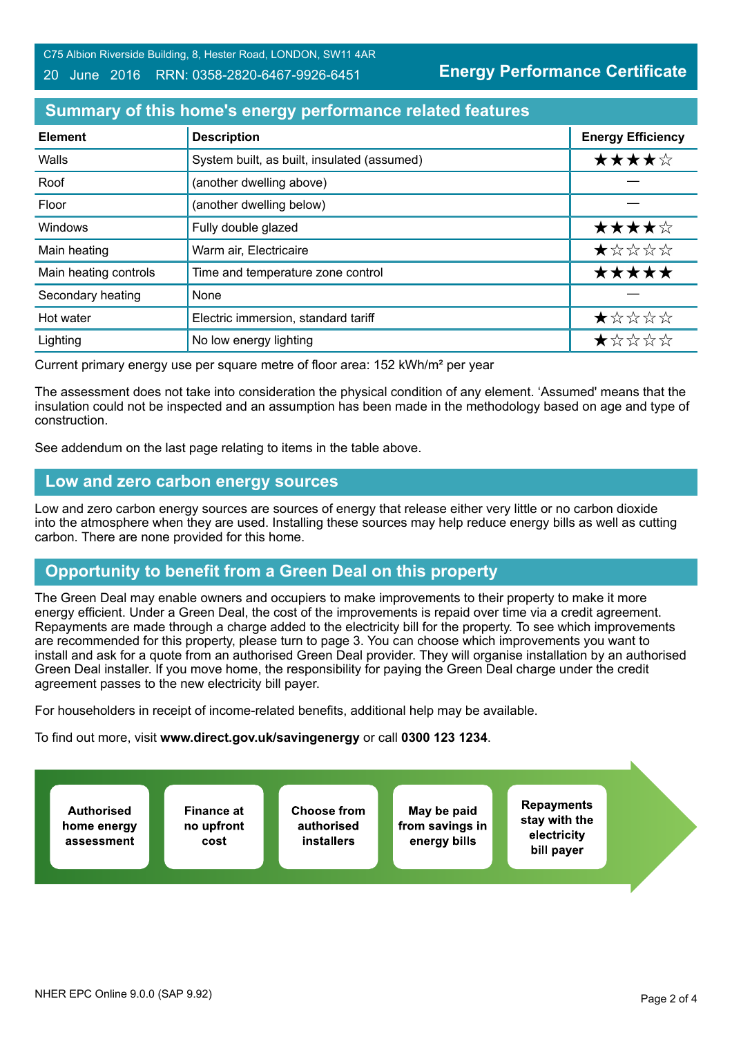C75 Albion Riverside Building, 8, Hester Road, LONDON, SW11 4AR

20 June 2016 RRN: 0358-2820-6467-9926-6451

**Energy Performance Certificate**

## Summary of this home's energy performance related features

| Element | Description | Energy Efficiency |
|---|---|---|
| Walls | System built, as built, insulated (assumed) | ★★★★☆ |
| Roof | (another dwelling above) | — |
| Floor | (another dwelling below) | — |
| Windows | Fully double glazed | ★★★★☆ |
| Main heating | Warm air, Electricaire | ★☆☆☆☆ |
| Main heating controls | Time and temperature zone control | ★★★★★ |
| Secondary heating | None | — |
| Hot water | Electric immersion, standard tariff | ★☆☆☆☆ |
| Lighting | No low energy lighting | ★☆☆☆☆ |

Current primary energy use per square metre of floor area: 152 kWh/m² per year

The assessment does not take into consideration the physical condition of any element. 'Assumed' means that the insulation could not be inspected and an assumption has been made in the methodology based on age and type of construction.

See addendum on the last page relating to items in the table above.

## Low and zero carbon energy sources

Low and zero carbon energy sources are sources of energy that release either very little or no carbon dioxide into the atmosphere when they are used. Installing these sources may help reduce energy bills as well as cutting carbon. There are none provided for this home.

## Opportunity to benefit from a Green Deal on this property

The Green Deal may enable owners and occupiers to make improvements to their property to make it more energy efficient. Under a Green Deal, the cost of the improvements is repaid over time via a credit agreement. Repayments are made through a charge added to the electricity bill for the property. To see which improvements are recommended for this property, please turn to page 3. You can choose which improvements you want to install and ask for a quote from an authorised Green Deal provider. They will organise installation by an authorised Green Deal installer. If you move home, the responsibility for paying the Green Deal charge under the credit agreement passes to the new electricity bill payer.

For householders in receipt of income-related benefits, additional help may be available.

To find out more, visit **www.direct.gov.uk/savingenergy** or call **0300 123 1234**.

**Authorised home energy assessment** → **Finance at no upfront cost** → **Choose from authorised installers** → **May be paid from savings in energy bills** → **Repayments stay with the electricity bill payer**

NHER EPC Online 9.0.0 (SAP 9.92)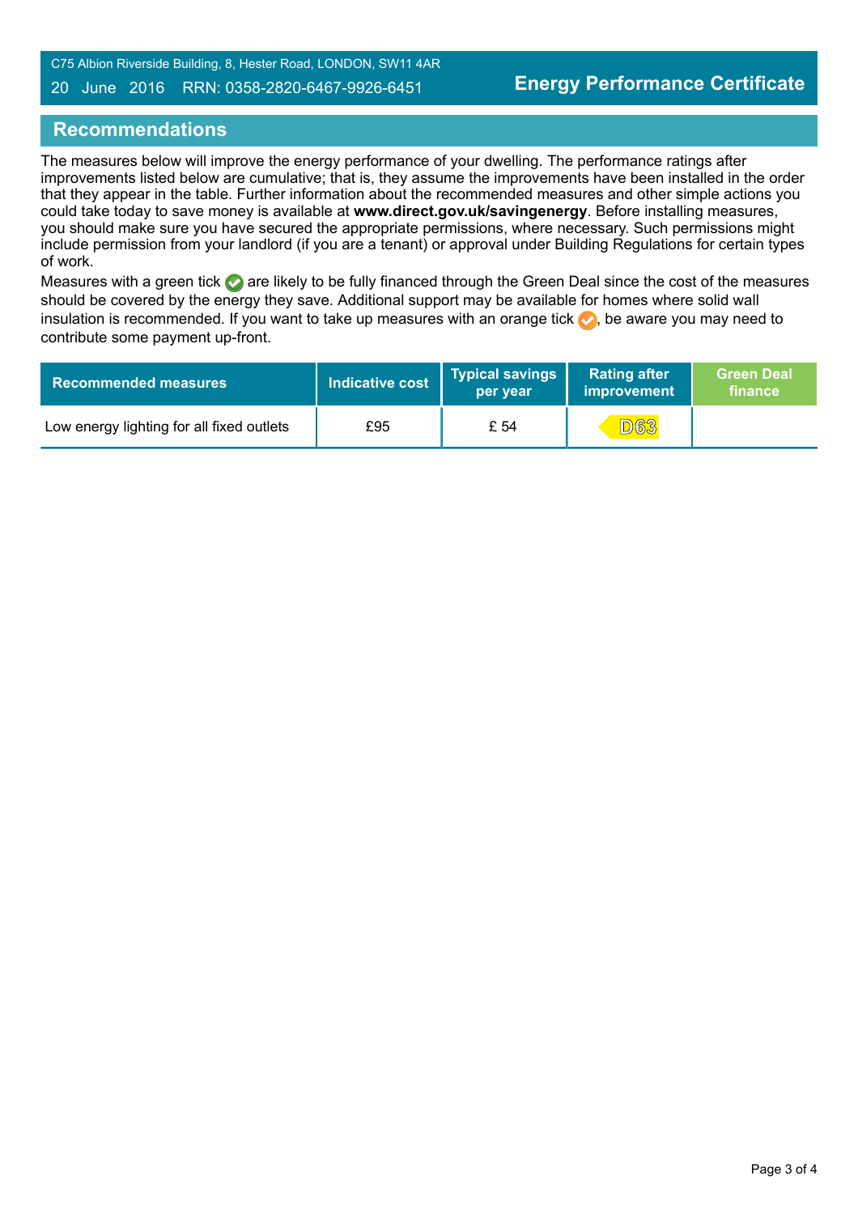C75 Albion Riverside Building, 8, Hester Road, LONDON, SW11 4AR

20 June 2016 RRN: 0358-2820-6467-9926-6451

**Energy Performance Certificate**

## Recommendations

The measures below will improve the energy performance of your dwelling. The performance ratings after improvements listed below are cumulative; that is, they assume the improvements have been installed in the order that they appear in the table. Further information about the recommended measures and other simple actions you could take today to save money is available at **www.direct.gov.uk/savingenergy**. Before installing measures, you should make sure you have secured the appropriate permissions, where necessary. Such permissions might include permission from your landlord (if you are a tenant) or approval under Building Regulations for certain types of work.

Measures with a green tick are likely to be fully financed through the Green Deal since the cost of the measures should be covered by the energy they save. Additional support may be available for homes where solid wall insulation is recommended. If you want to take up measures with an orange tick, be aware you may need to contribute some payment up-front.

| Recommended measures | Indicative cost | Typical savings per year | Rating after improvement | Green Deal finance |
|---|---|---|---|---|
| Low energy lighting for all fixed outlets | £95 | £ 54 | D63 | |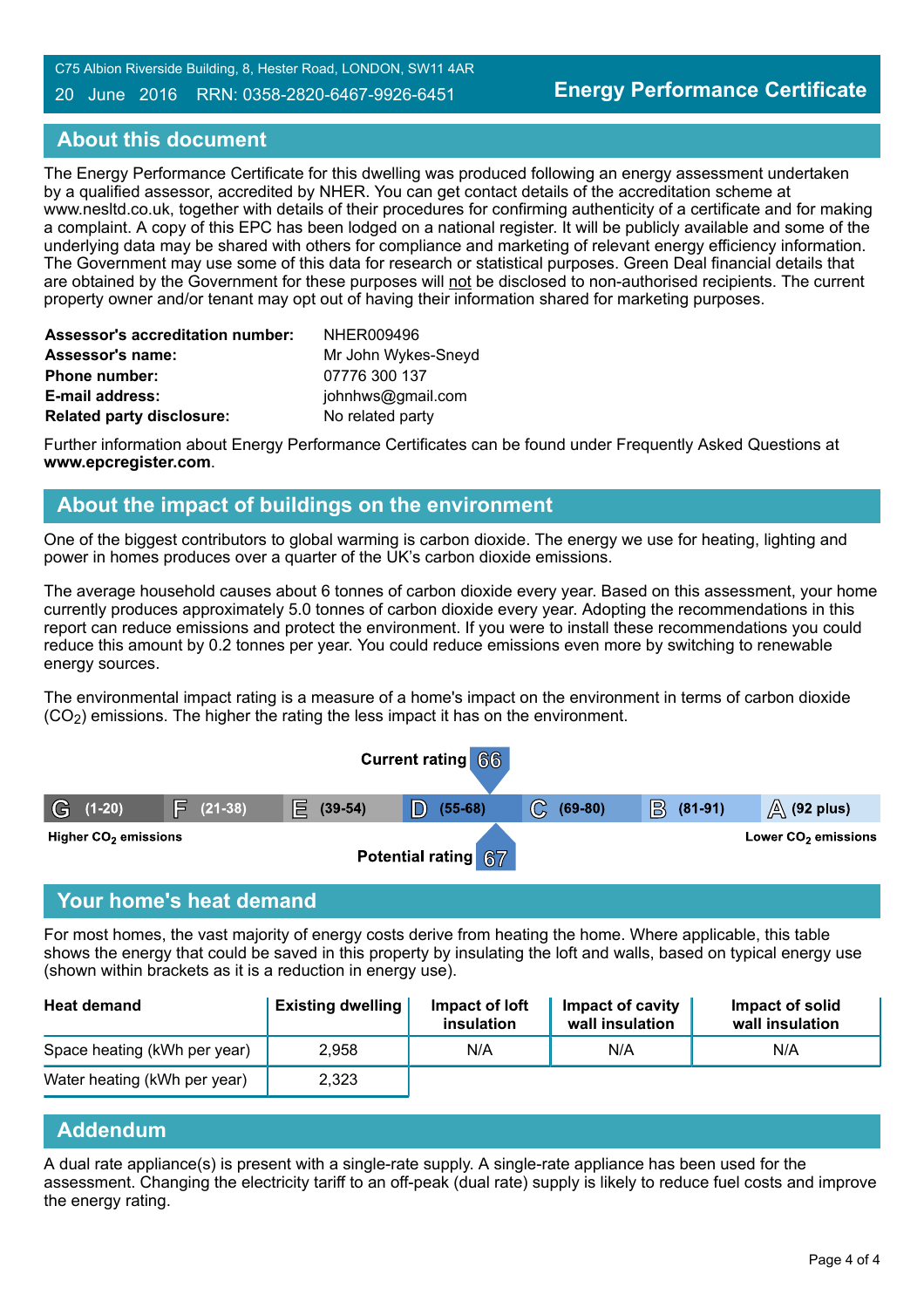C75 Albion Riverside Building, 8, Hester Road, LONDON, SW11 4AR

20 June 2016 RRN: 0358-2820-6467-9926-6451

**Energy Performance Certificate**

## About this document

The Energy Performance Certificate for this dwelling was produced following an energy assessment undertaken by a qualified assessor, accredited by NHER. You can get contact details of the accreditation scheme at www.nesltd.co.uk, together with details of their procedures for confirming authenticity of a certificate and for making a complaint. A copy of this EPC has been lodged on a national register. It will be publicly available and some of the underlying data may be shared with others for compliance and marketing of relevant energy efficiency information. The Government may use some of this data for research or statistical purposes. Green Deal financial details that are obtained by the Government for these purposes will not be disclosed to non-authorised recipients. The current property owner and/or tenant may opt out of having their information shared for marketing purposes.

| | |
|---|---|
| **Assessor's accreditation number:** | NHER009496 |
| **Assessor's name:** | Mr John Wykes-Sneyd |
| **Phone number:** | 07776 300 137 |
| **E-mail address:** | johnhws@gmail.com |
| **Related party disclosure:** | No related party |

Further information about Energy Performance Certificates can be found under Frequently Asked Questions at **www.epcregister.com**.

## About the impact of buildings on the environment

One of the biggest contributors to global warming is carbon dioxide. The energy we use for heating, lighting and power in homes produces over a quarter of the UK's carbon dioxide emissions.

The average household causes about 6 tonnes of carbon dioxide every year. Based on this assessment, your home currently produces approximately 5.0 tonnes of carbon dioxide every year. Adopting the recommendations in this report can reduce emissions and protect the environment. If you were to install these recommendations you could reduce this amount by 0.2 tonnes per year. You could reduce emissions even more by switching to renewable energy sources.

The environmental impact rating is a measure of a home's impact on the environment in terms of carbon dioxide ($CO_2$) emissions. The higher the rating the less impact it has on the environment.

Current rating 66

G (1-20)
F (21-38)
E (39-54)
D (55-68)
C (69-80)
B (81-91)
A (92 plus)

Higher $CO_2$ emissions
Lower $CO_2$ emissions

Potential rating 67

## Your home's heat demand

For most homes, the vast majority of energy costs derive from heating the home. Where applicable, this table shows the energy that could be saved in this property by insulating the loft and walls, based on typical energy use (shown within brackets as it is a reduction in energy use).

| Heat demand | Existing dwelling | Impact of loft insulation | Impact of cavity wall insulation | Impact of solid wall insulation |
|---|---|---|---|---|
| Space heating (kWh per year) | 2,958 | N/A | N/A | N/A |
| Water heating (kWh per year) | 2,323 | | | |

## Addendum

A dual rate appliance(s) is present with a single-rate supply. A single-rate appliance has been used for the assessment. Changing the electricity tariff to an off-peak (dual rate) supply is likely to reduce fuel costs and improve the energy rating.